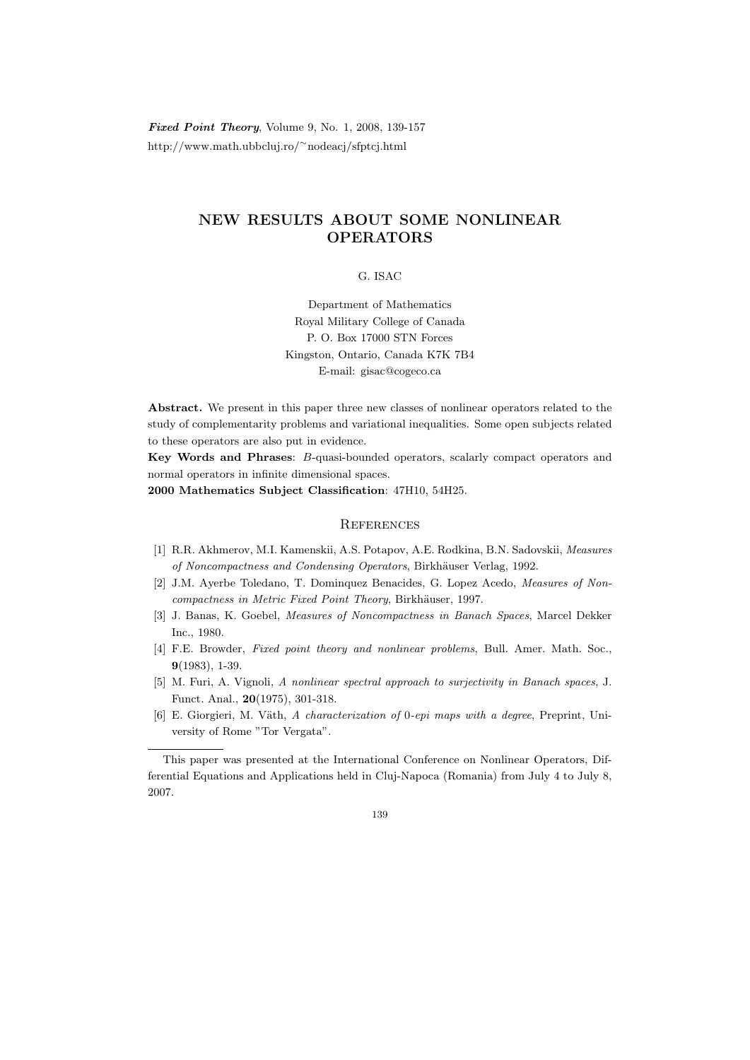# NEW RESULTS ABOUT SOME NONLINEAR OPERATORS

G. ISAC

Department of Mathematics
Royal Military College of Canada
P. O. Box 17000 STN Forces
Kingston, Ontario, Canada K7K 7B4
E-mail: gisac@cogeco.ca

**Abstract.** We present in this paper three new classes of nonlinear operators related to the study of complementarity problems and variational inequalities. Some open subjects related to these operators are also put in evidence.

**Key Words and Phrases**: $B$-quasi-bounded operators, scalarly compact operators and normal operators in infinite dimensional spaces.

**2000 Mathematics Subject Classification**: 47H10, 54H25.

## References

[1] R.R. Akhmerov, M.I. Kamenskii, A.S. Potapov, A.E. Rodkina, B.N. Sadovskii, *Measures of Noncompactness and Condensing Operators*, Birkhäuser Verlag, 1992.

[2] J.M. Ayerbe Toledano, T. Dominquez Benacides, G. Lopez Acedo, *Measures of Noncompactness in Metric Fixed Point Theory*, Birkhäuser, 1997.

[3] J. Banas, K. Goebel, *Measures of Noncompactness in Banach Spaces*, Marcel Dekker Inc., 1980.

[4] F.E. Browder, *Fixed point theory and nonlinear problems*, Bull. Amer. Math. Soc., **9**(1983), 1-39.

[5] M. Furi, A. Vignoli, *A nonlinear spectral approach to surjectivity in Banach spaces*, J. Funct. Anal., **20**(1975), 301-318.

[6] E. Giorgieri, M. Väth, *A characterization of* 0*-epi maps with a degree*, Preprint, University of Rome "Tor Vergata".

---

This paper was presented at the International Conference on Nonlinear Operators, Differential Equations and Applications held in Cluj-Napoca (Romania) from July 4 to July 8, 2007.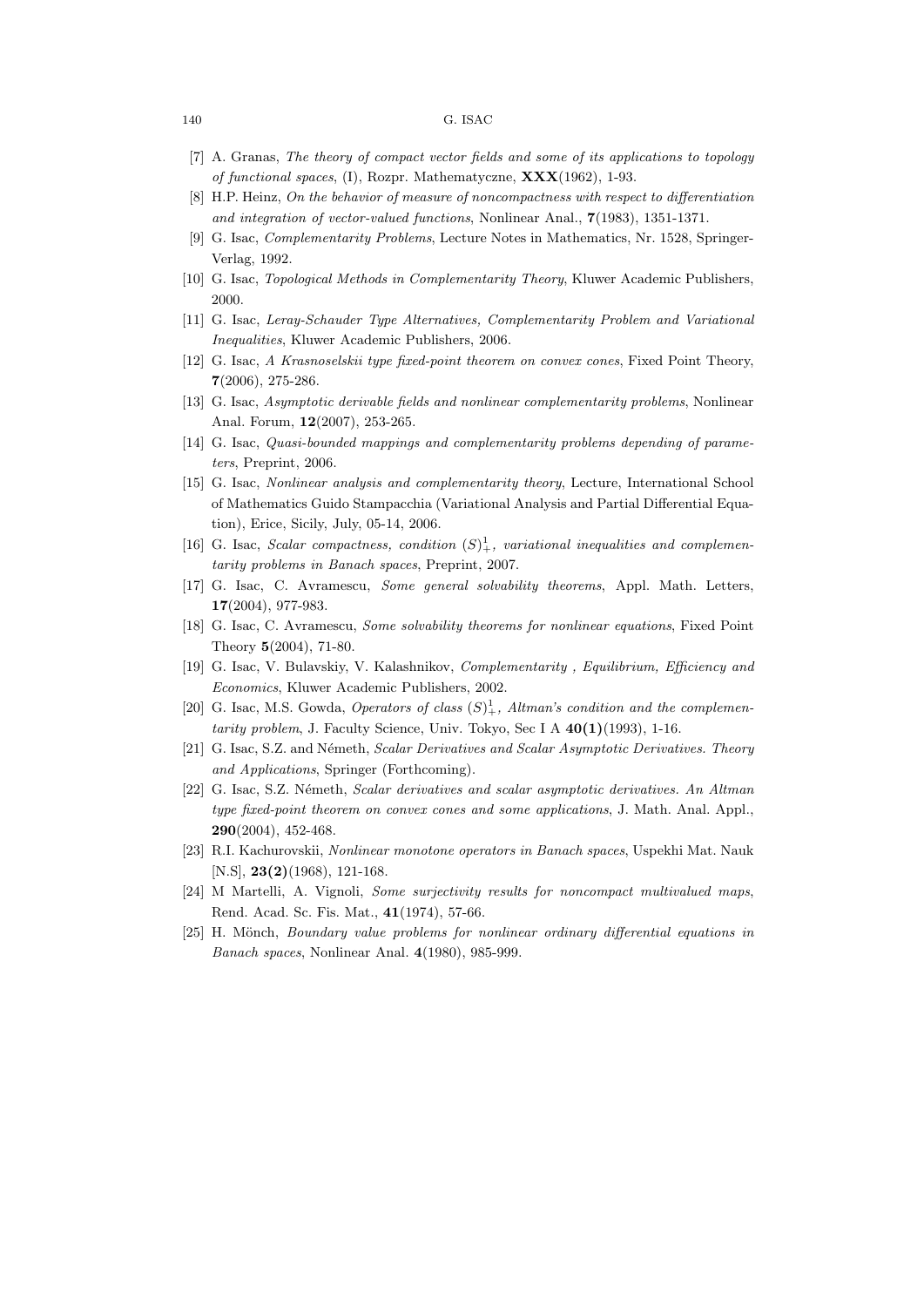[7] A. Granas, *The theory of compact vector fields and some of its applications to topology of functional spaces*, (I), Rozpr. Mathematyczne, **XXX**(1962), 1-93.

[8] H.P. Heinz, *On the behavior of measure of noncompactness with respect to differentiation and integration of vector-valued functions*, Nonlinear Anal., **7**(1983), 1351-1371.

[9] G. Isac, *Complementarity Problems*, Lecture Notes in Mathematics, Nr. 1528, Springer-Verlag, 1992.

[10] G. Isac, *Topological Methods in Complementarity Theory*, Kluwer Academic Publishers, 2000.

[11] G. Isac, *Leray-Schauder Type Alternatives, Complementarity Problem and Variational Inequalities*, Kluwer Academic Publishers, 2006.

[12] G. Isac, *A Krasnoselskii type fixed-point theorem on convex cones*, Fixed Point Theory, **7**(2006), 275-286.

[13] G. Isac, *Asymptotic derivable fields and nonlinear complementarity problems*, Nonlinear Anal. Forum, **12**(2007), 253-265.

[14] G. Isac, *Quasi-bounded mappings and complementarity problems depending of parameters*, Preprint, 2006.

[15] G. Isac, *Nonlinear analysis and complementarity theory*, Lecture, International School of Mathematics Guido Stampacchia (Variational Analysis and Partial Differential Equation), Erice, Sicily, July, 05-14, 2006.

[16] G. Isac, *Scalar compactness, condition $(S)^1_+$, variational inequalities and complementarity problems in Banach spaces*, Preprint, 2007.

[17] G. Isac, C. Avramescu, *Some general solvability theorems*, Appl. Math. Letters, **17**(2004), 977-983.

[18] G. Isac, C. Avramescu, *Some solvability theorems for nonlinear equations*, Fixed Point Theory **5**(2004), 71-80.

[19] G. Isac, V. Bulavskiy, V. Kalashnikov, *Complementarity , Equilibrium, Efficiency and Economics*, Kluwer Academic Publishers, 2002.

[20] G. Isac, M.S. Gowda, *Operators of class $(S)^1_+$, Altman's condition and the complementarity problem*, J. Faculty Science, Univ. Tokyo, Sec I A **40(1)**(1993), 1-16.

[21] G. Isac, S.Z. and Németh, *Scalar Derivatives and Scalar Asymptotic Derivatives. Theory and Applications*, Springer (Forthcoming).

[22] G. Isac, S.Z. Németh, *Scalar derivatives and scalar asymptotic derivatives. An Altman type fixed-point theorem on convex cones and some applications*, J. Math. Anal. Appl., **290**(2004), 452-468.

[23] R.I. Kachurovskii, *Nonlinear monotone operators in Banach spaces*, Uspekhi Mat. Nauk [N.S], **23(2)**(1968), 121-168.

[24] M Martelli, A. Vignoli, *Some surjectivity results for noncompact multivalued maps*, Rend. Acad. Sc. Fis. Mat., **41**(1974), 57-66.

[25] H. Mönch, *Boundary value problems for nonlinear ordinary differential equations in Banach spaces*, Nonlinear Anal. **4**(1980), 985-999.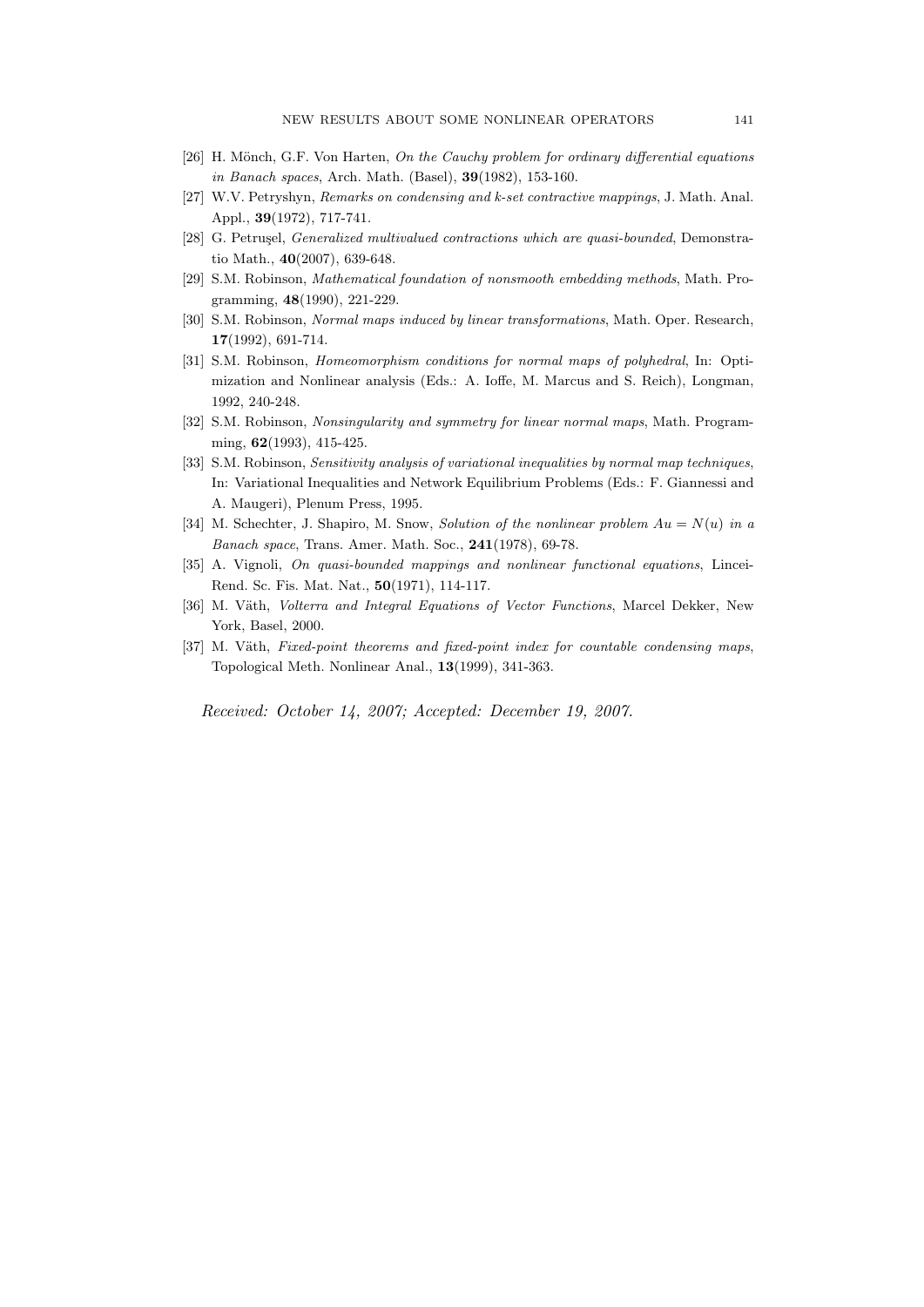[26] H. Mönch, G.F. Von Harten, *On the Cauchy problem for ordinary differential equations in Banach spaces*, Arch. Math. (Basel), **39**(1982), 153-160.

[27] W.V. Petryshyn, *Remarks on condensing and k-set contractive mappings*, J. Math. Anal. Appl., **39**(1972), 717-741.

[28] G. Petruşel, *Generalized multivalued contractions which are quasi-bounded*, Demonstratio Math., **40**(2007), 639-648.

[29] S.M. Robinson, *Mathematical foundation of nonsmooth embedding methods*, Math. Programming, **48**(1990), 221-229.

[30] S.M. Robinson, *Normal maps induced by linear transformations*, Math. Oper. Research, **17**(1992), 691-714.

[31] S.M. Robinson, *Homeomorphism conditions for normal maps of polyhedral*, In: Optimization and Nonlinear analysis (Eds.: A. Ioffe, M. Marcus and S. Reich), Longman, 1992, 240-248.

[32] S.M. Robinson, *Nonsingularity and symmetry for linear normal maps*, Math. Programming, **62**(1993), 415-425.

[33] S.M. Robinson, *Sensitivity analysis of variational inequalities by normal map techniques*, In: Variational Inequalities and Network Equilibrium Problems (Eds.: F. Giannessi and A. Maugeri), Plenum Press, 1995.

[34] M. Schechter, J. Shapiro, M. Snow, *Solution of the nonlinear problem $Au = N(u)$ in a Banach space*, Trans. Amer. Math. Soc., **241**(1978), 69-78.

[35] A. Vignoli, *On quasi-bounded mappings and nonlinear functional equations*, Lincei-Rend. Sc. Fis. Mat. Nat., **50**(1971), 114-117.

[36] M. Väth, *Volterra and Integral Equations of Vector Functions*, Marcel Dekker, New York, Basel, 2000.

[37] M. Väth, *Fixed-point theorems and fixed-point index for countable condensing maps*, Topological Meth. Nonlinear Anal., **13**(1999), 341-363.

*Received: October 14, 2007; Accepted: December 19, 2007.*